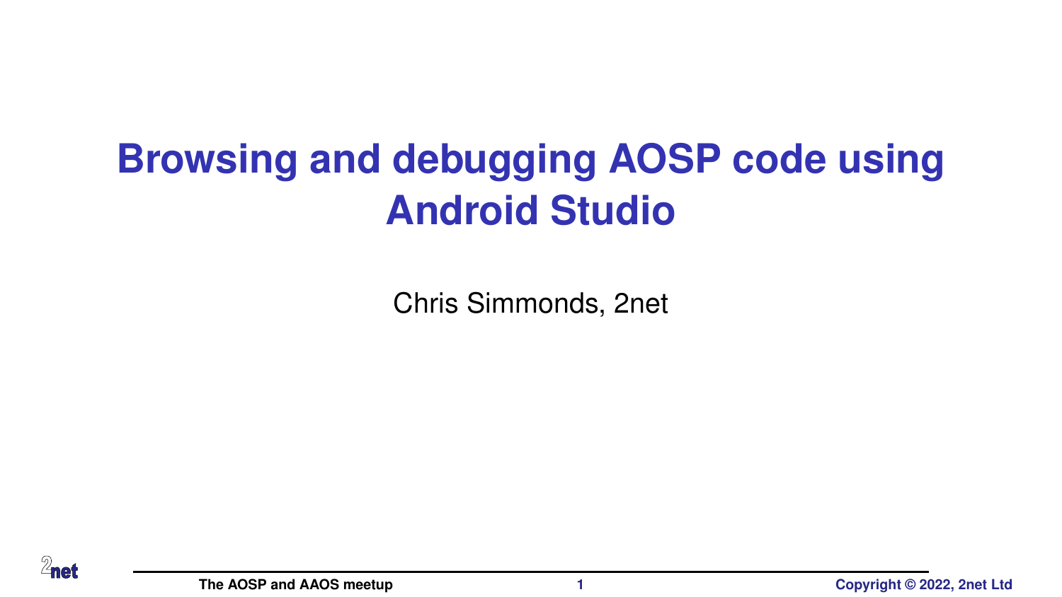# Browsing and debugging AOSP code using Android Studio

Chris Simmonds, 2net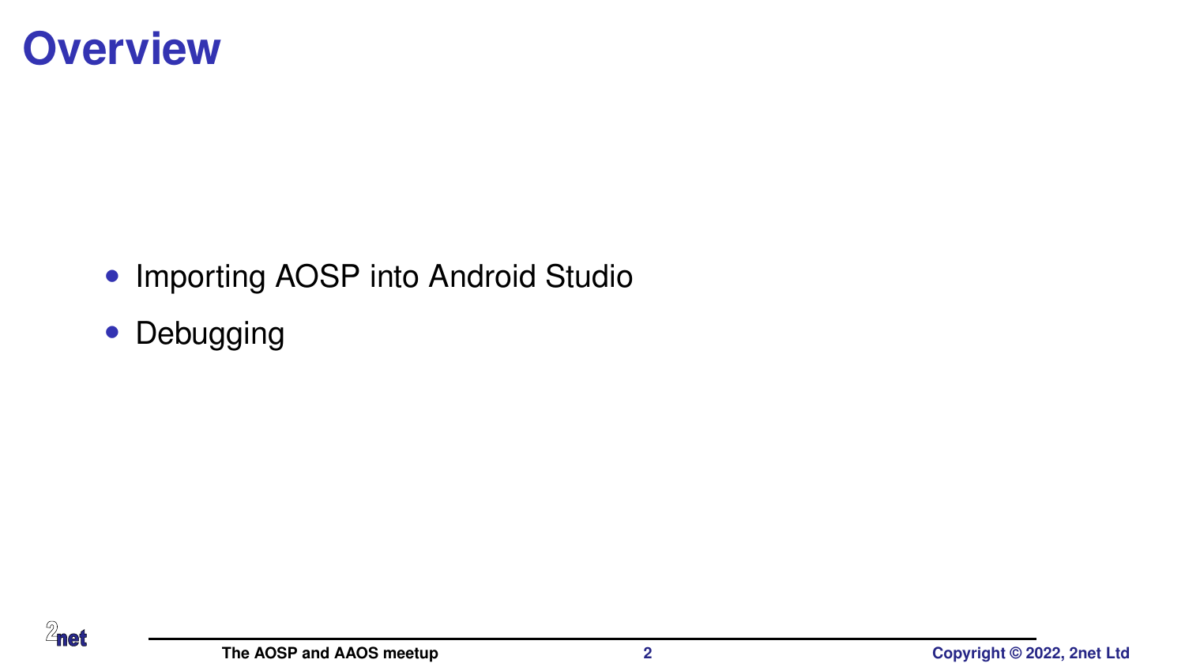# Overview

- Importing AOSP into Android Studio
- Debugging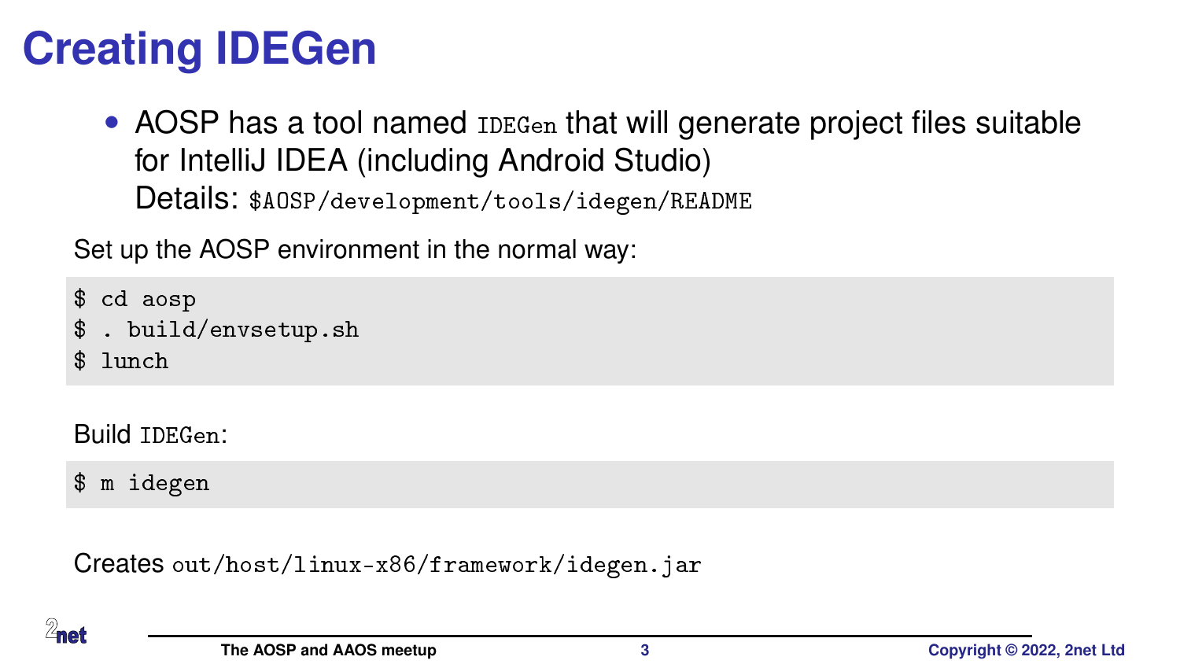# Creating IDEGen

- AOSP has a tool named `IDEGen` that will generate project files suitable for IntelliJ IDEA (including Android Studio)
  Details: `$AOSP/development/tools/idegen/README`

Set up the AOSP environment in the normal way:

```
$ cd aosp
$ . build/envsetup.sh
$ lunch
```

Build `IDEGen`:

```
$ m idegen
```

Creates `out/host/linux-x86/framework/idegen.jar`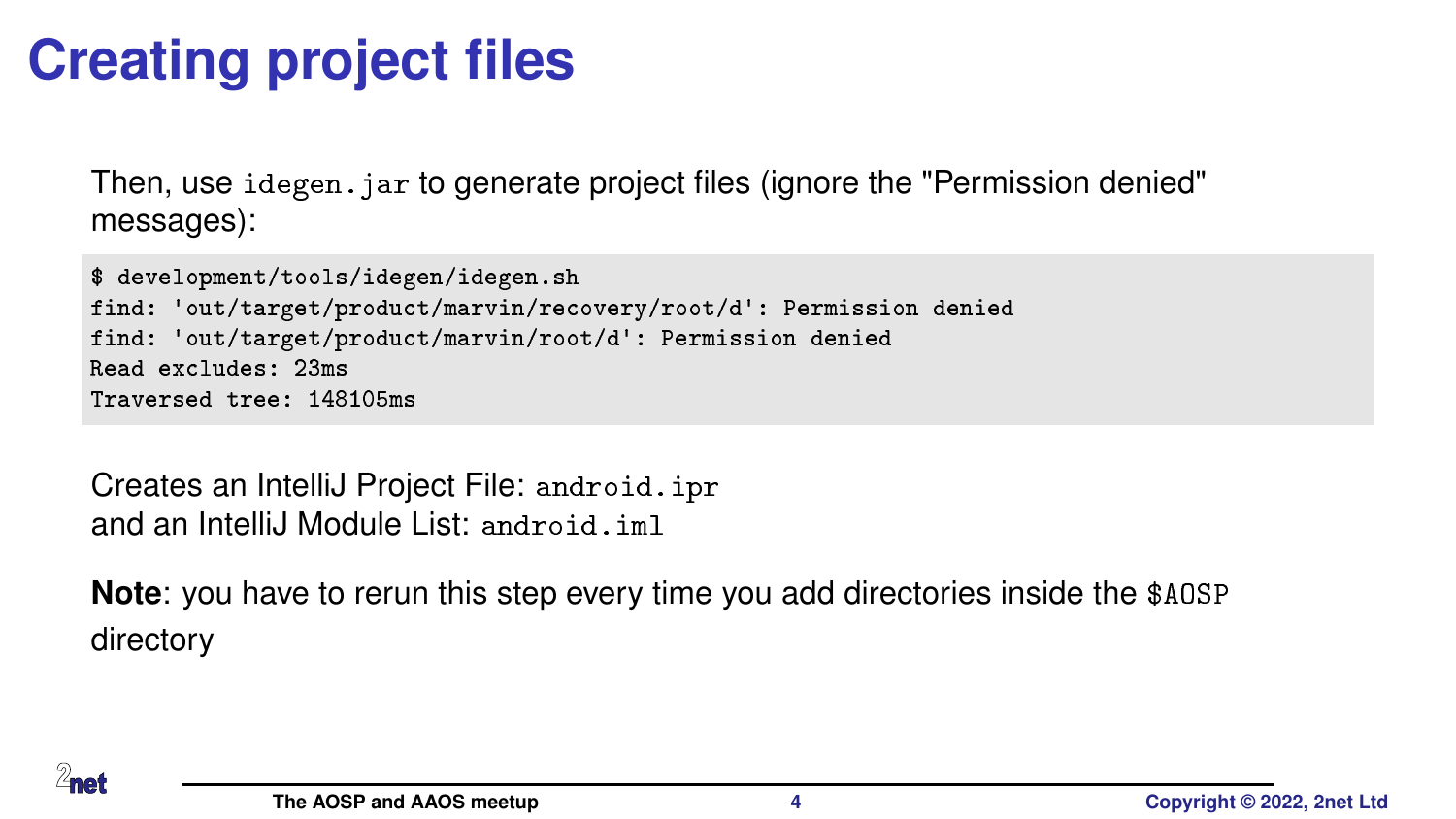# Creating project files

Then, use `idegen.jar` to generate project files (ignore the "Permission denied" messages):

```
$ development/tools/idegen/idegen.sh
find: 'out/target/product/marvin/recovery/root/d': Permission denied
find: 'out/target/product/marvin/root/d': Permission denied
Read excludes: 23ms
Traversed tree: 148105ms
```

Creates an IntelliJ Project File: `android.ipr`
and an IntelliJ Module List: `android.iml`

**Note**: you have to rerun this step every time you add directories inside the `$AOSP` directory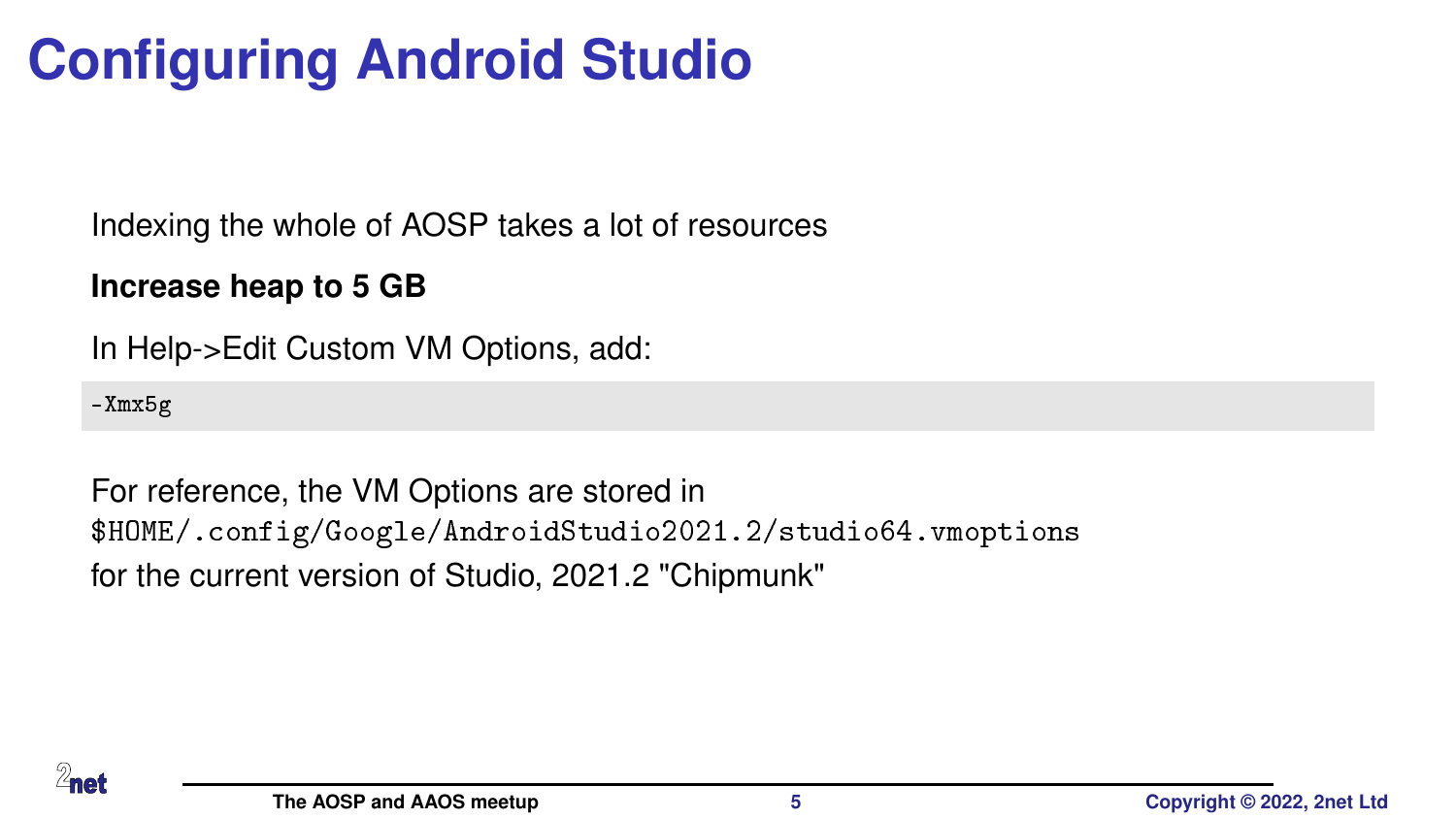# Configuring Android Studio

Indexing the whole of AOSP takes a lot of resources

**Increase heap to 5 GB**

In Help->Edit Custom VM Options, add:

```
-Xmx5g
```

For reference, the VM Options are stored in
`$HOME/.config/Google/AndroidStudio2021.2/studio64.vmoptions`
for the current version of Studio, 2021.2 "Chipmunk"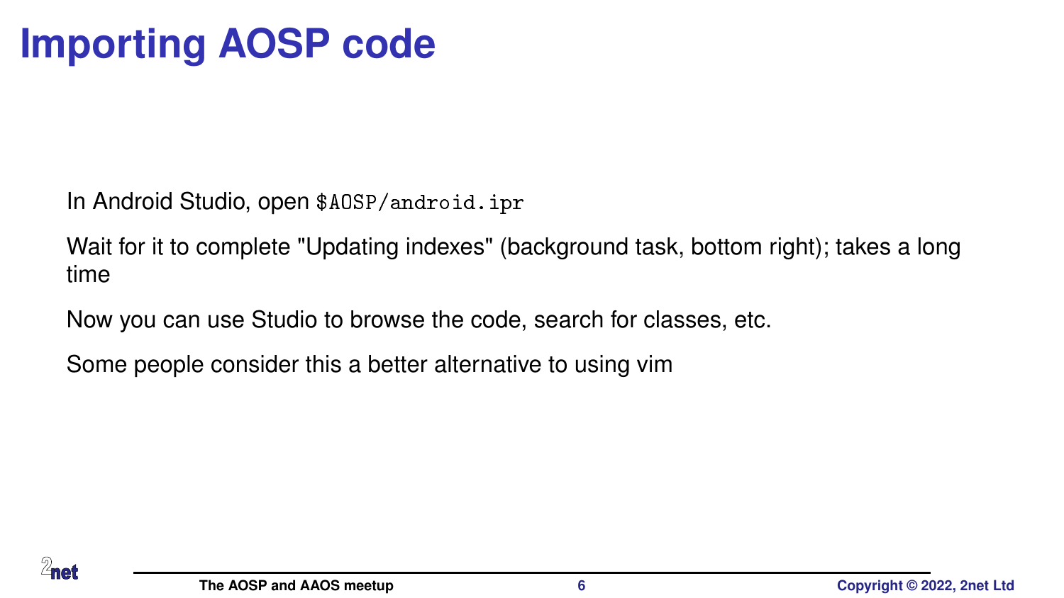# Importing AOSP code

In Android Studio, open `$AOSP/android.ipr`

Wait for it to complete "Updating indexes" (background task, bottom right); takes a long time

Now you can use Studio to browse the code, search for classes, etc.

Some people consider this a better alternative to using vim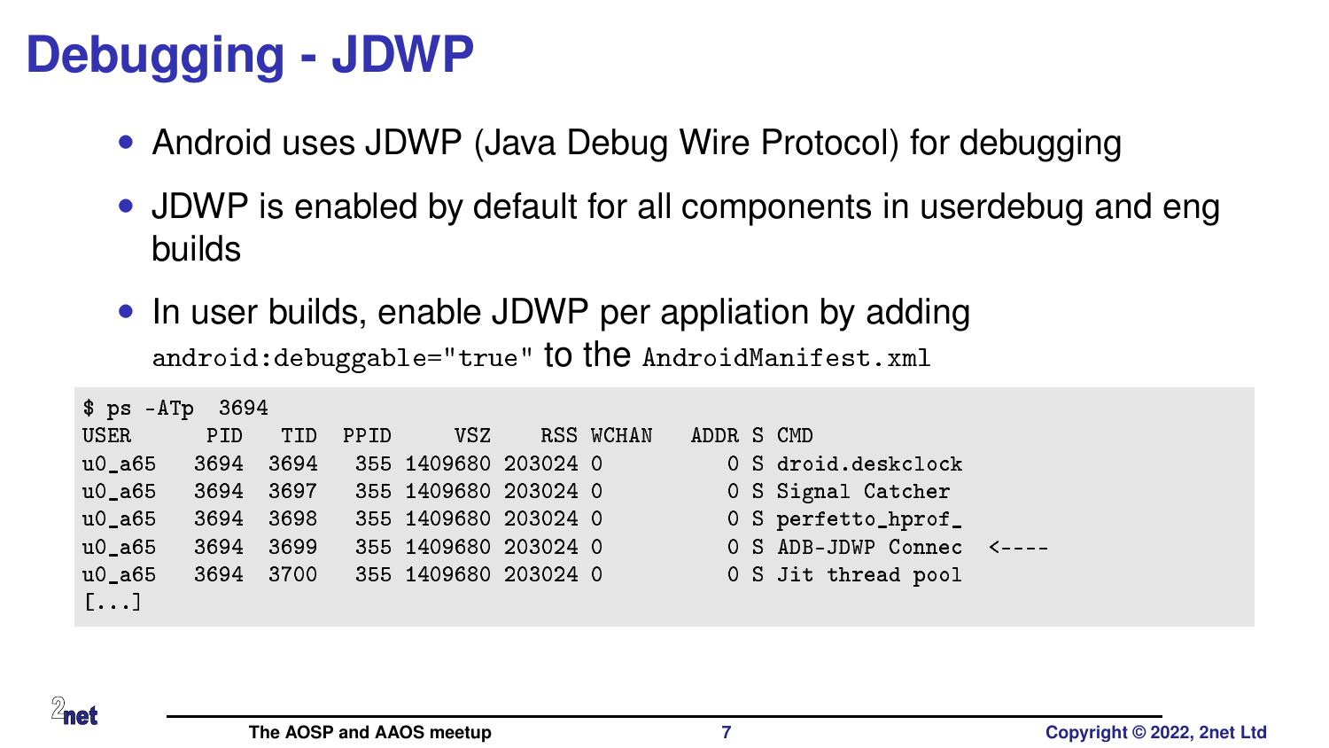# Debugging - JDWP

- Android uses JDWP (Java Debug Wire Protocol) for debugging
- JDWP is enabled by default for all components in userdebug and eng builds
- In user builds, enable JDWP per appliation by adding `android:debuggable="true"` to the `AndroidManifest.xml`

```
$ ps -ATp  3694
USER       PID   TID  PPID     VSZ    RSS WCHAN    ADDR S CMD
u0_a65    3694  3694   355 1409680 203024 0           0 S droid.deskclock
u0_a65    3694  3697   355 1409680 203024 0           0 S Signal Catcher
u0_a65    3694  3698   355 1409680 203024 0           0 S perfetto_hprof_
u0_a65    3694  3699   355 1409680 203024 0           0 S ADB-JDWP Connec  <----
u0_a65    3694  3700   355 1409680 203024 0           0 S Jit thread pool
[...]
```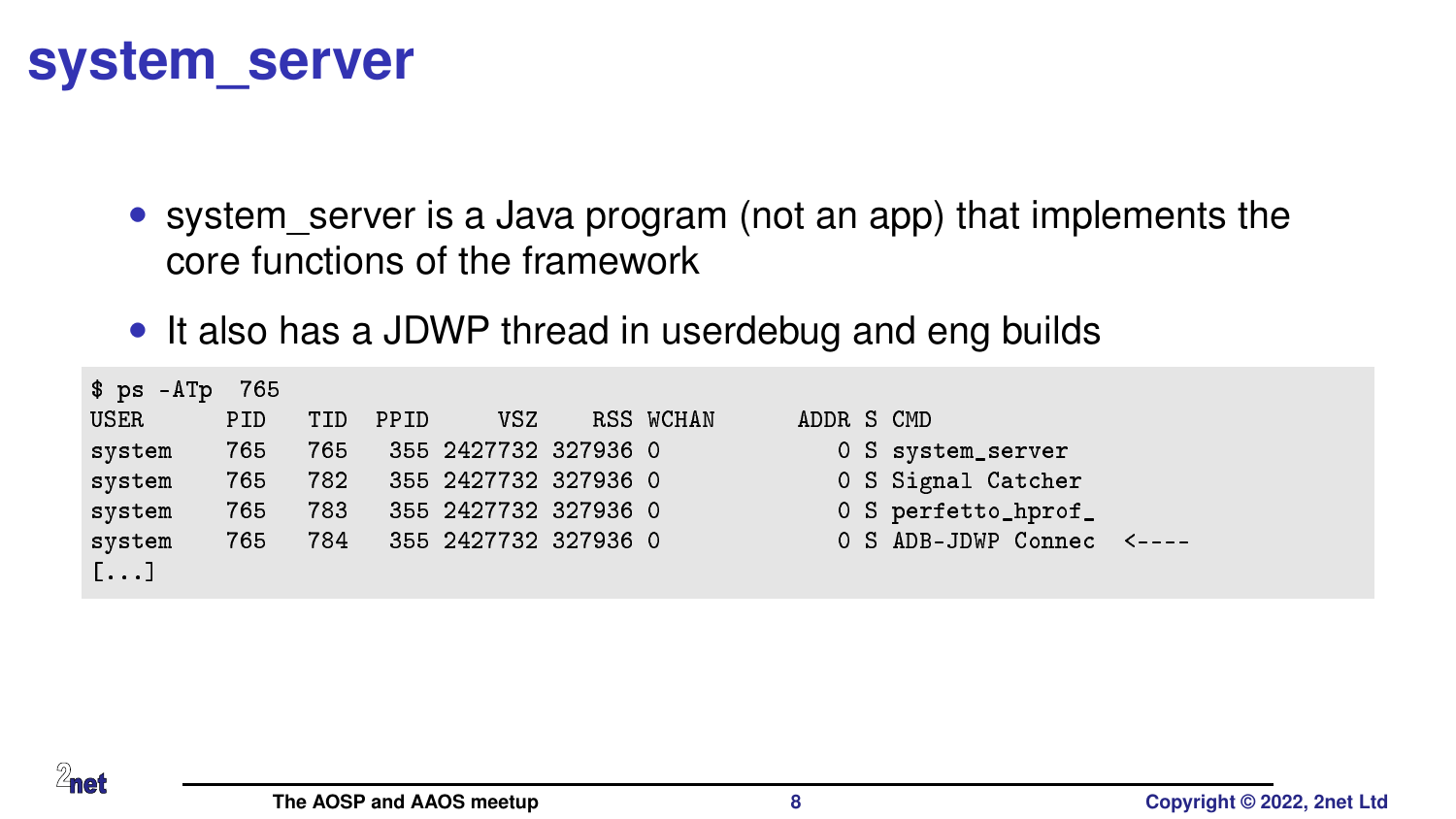# system_server

- system_server is a Java program (not an app) that implements the core functions of the framework
- It also has a JDWP thread in userdebug and eng builds

```
$ ps -ATp  765
USER      PID   TID  PPID     VSZ    RSS WCHAN      ADDR S CMD
system    765   765   355 2427732 327936 0             0 S system_server
system    765   782   355 2427732 327936 0             0 S Signal Catcher
system    765   783   355 2427732 327936 0             0 S perfetto_hprof_
system    765   784   355 2427732 327936 0             0 S ADB-JDWP Connec  <----
[...]
```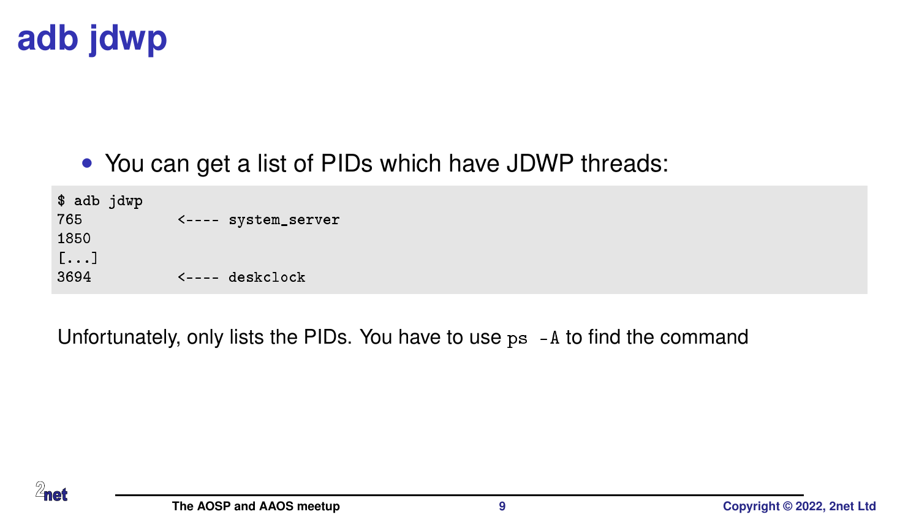# adb jdwp

- You can get a list of PIDs which have JDWP threads:

```
$ adb jdwp
765           <---- system_server
1850
[...]
3694          <---- deskclock
```

Unfortunately, only lists the PIDs. You have to use `ps -A` to find the command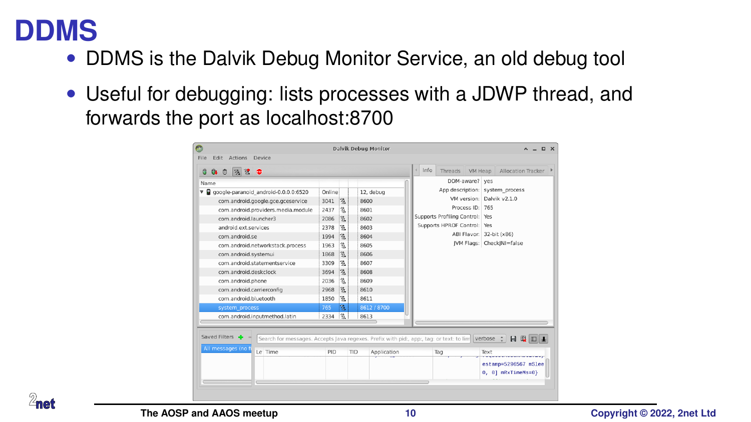# DDMS

- DDMS is the Dalvik Debug Monitor Service, an old debug tool
- Useful for debugging: lists processes with a JDWP thread, and forwards the port as localhost:8700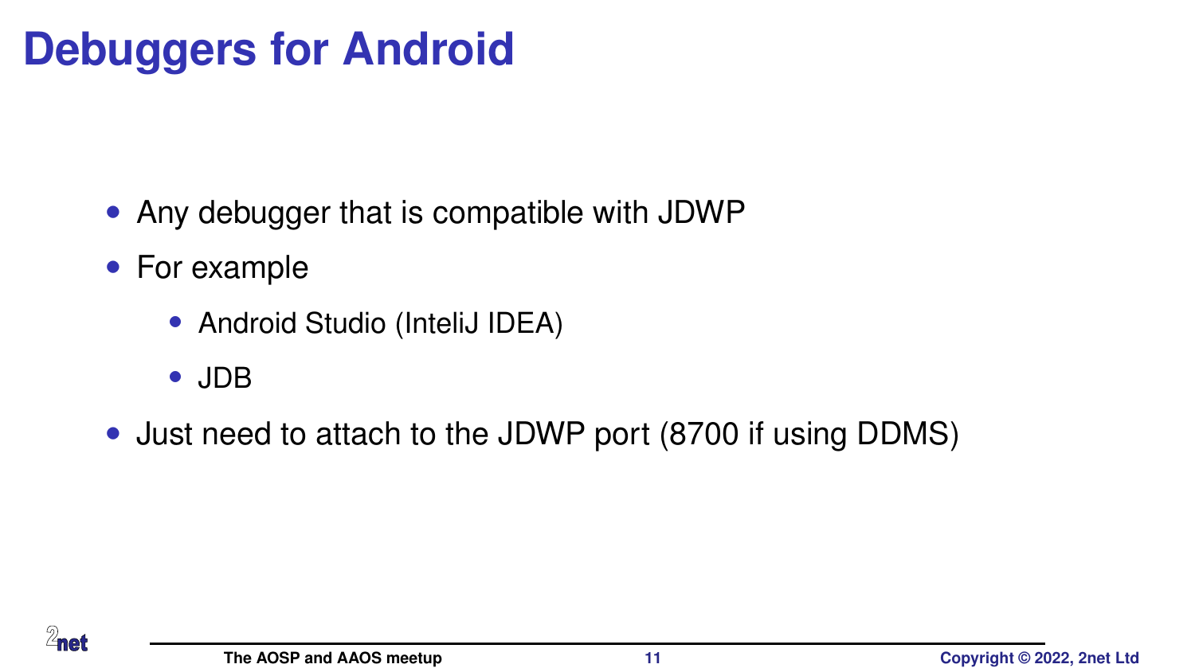# Debuggers for Android

- Any debugger that is compatible with JDWP
- For example
  - Android Studio (InteliJ IDEA)
  - JDB
- Just need to attach to the JDWP port (8700 if using DDMS)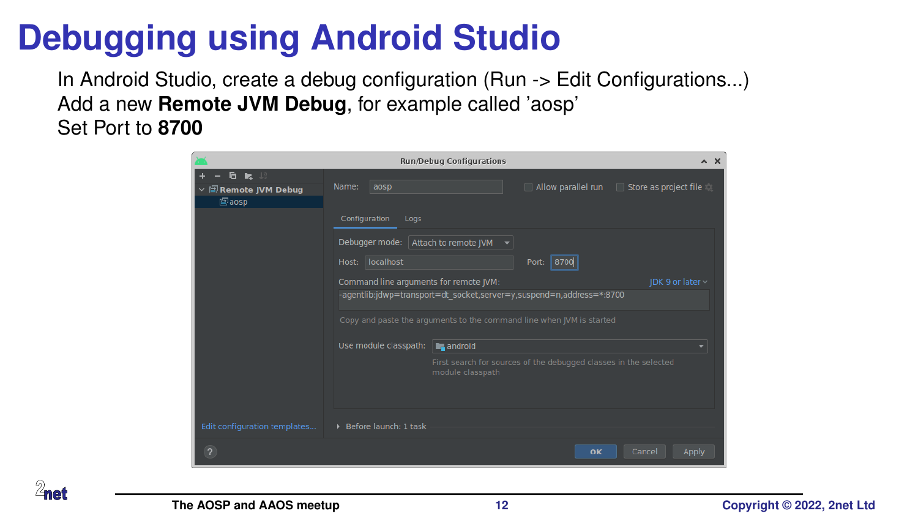# Debugging using Android Studio

In Android Studio, create a debug configuration (Run -> Edit Configurations...)
Add a new **Remote JVM Debug**, for example called 'aosp'
Set Port to **8700**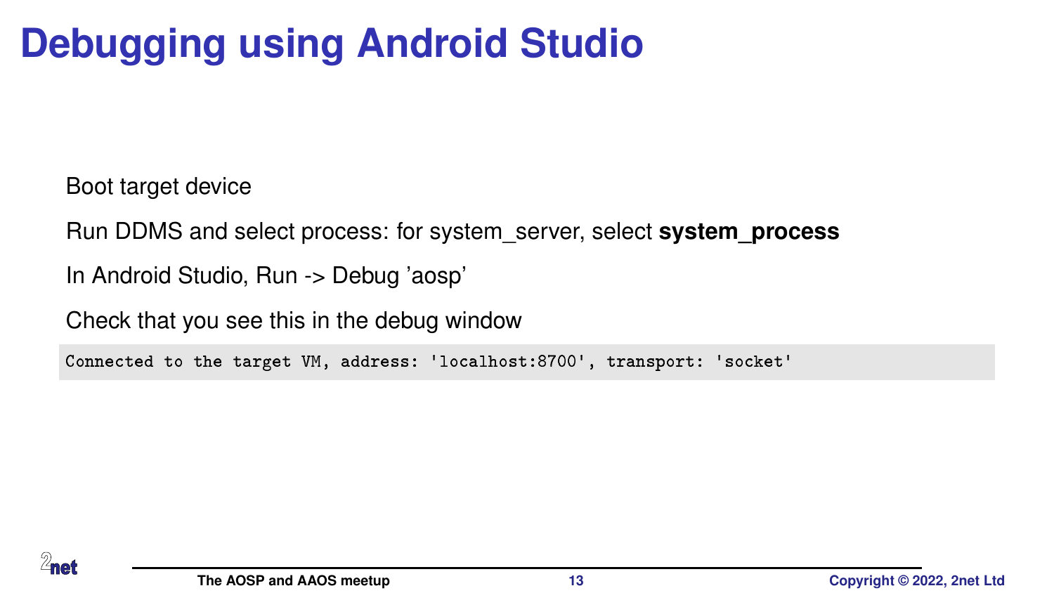# Debugging using Android Studio

Boot target device

Run DDMS and select process: for system_server, select **system_process**

In Android Studio, Run -> Debug 'aosp'

Check that you see this in the debug window

```
Connected to the target VM, address: 'localhost:8700', transport: 'socket'
```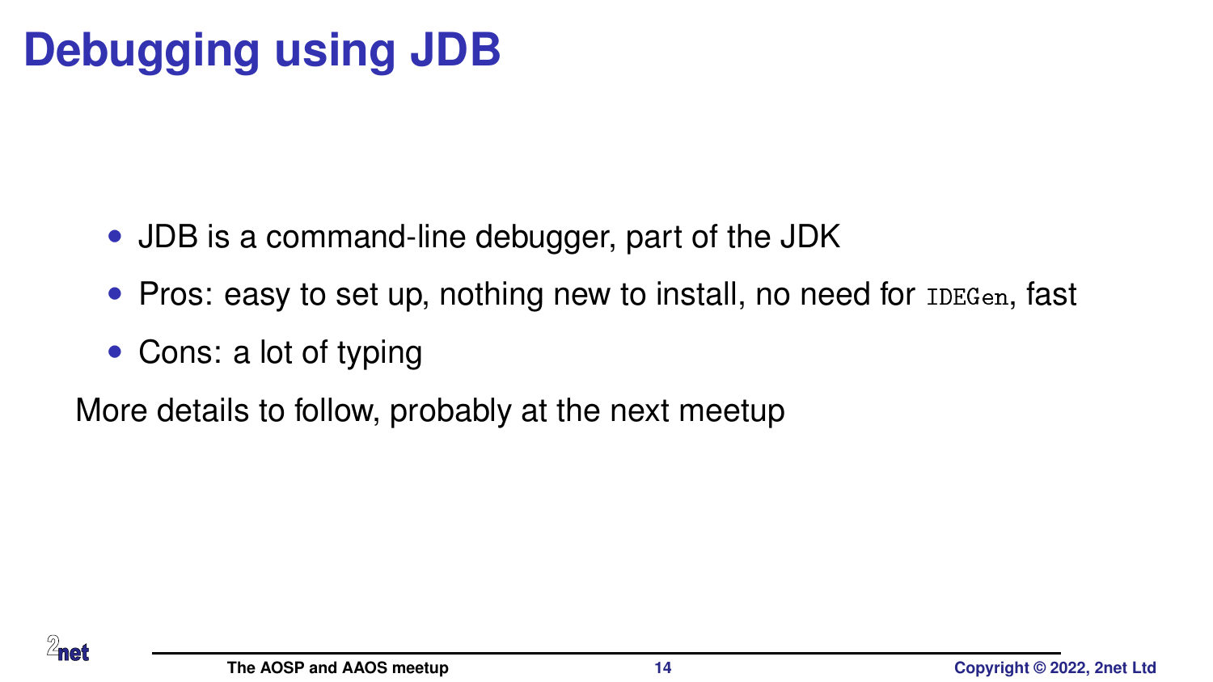# Debugging using JDB

- JDB is a command-line debugger, part of the JDK
- Pros: easy to set up, nothing new to install, no need for `IDEGen`, fast
- Cons: a lot of typing

More details to follow, probably at the next meetup